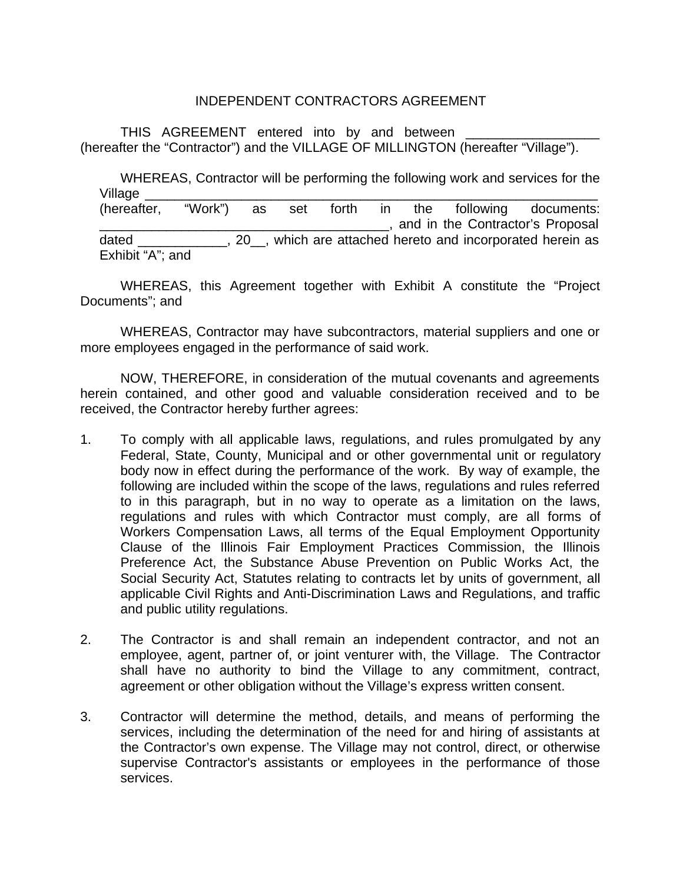# INDEPENDENT CONTRACTORS AGREEMENT

THIS AGREEMENT entered into by and between __________________ (hereafter the "Contractor") and the VILLAGE OF MILLINGTON (hereafter "Village").

WHEREAS, Contractor will be performing the following work and services for the Village ______________________________________________________________ (hereafter, "Work") as set forth in the following documents: ________________________________________, and in the Contractor's Proposal dated ____________, 20__, which are attached hereto and incorporated herein as Exhibit "A"; and

WHEREAS, this Agreement together with Exhibit A constitute the "Project Documents"; and

WHEREAS, Contractor may have subcontractors, material suppliers and one or more employees engaged in the performance of said work.

NOW, THEREFORE, in consideration of the mutual covenants and agreements herein contained, and other good and valuable consideration received and to be received, the Contractor hereby further agrees:

1. To comply with all applicable laws, regulations, and rules promulgated by any Federal, State, County, Municipal and or other governmental unit or regulatory body now in effect during the performance of the work. By way of example, the following are included within the scope of the laws, regulations and rules referred to in this paragraph, but in no way to operate as a limitation on the laws, regulations and rules with which Contractor must comply, are all forms of Workers Compensation Laws, all terms of the Equal Employment Opportunity Clause of the Illinois Fair Employment Practices Commission, the Illinois Preference Act, the Substance Abuse Prevention on Public Works Act, the Social Security Act, Statutes relating to contracts let by units of government, all applicable Civil Rights and Anti-Discrimination Laws and Regulations, and traffic and public utility regulations.

2. The Contractor is and shall remain an independent contractor, and not an employee, agent, partner of, or joint venturer with, the Village. The Contractor shall have no authority to bind the Village to any commitment, contract, agreement or other obligation without the Village's express written consent.

3. Contractor will determine the method, details, and means of performing the services, including the determination of the need for and hiring of assistants at the Contractor's own expense. The Village may not control, direct, or otherwise supervise Contractor's assistants or employees in the performance of those services.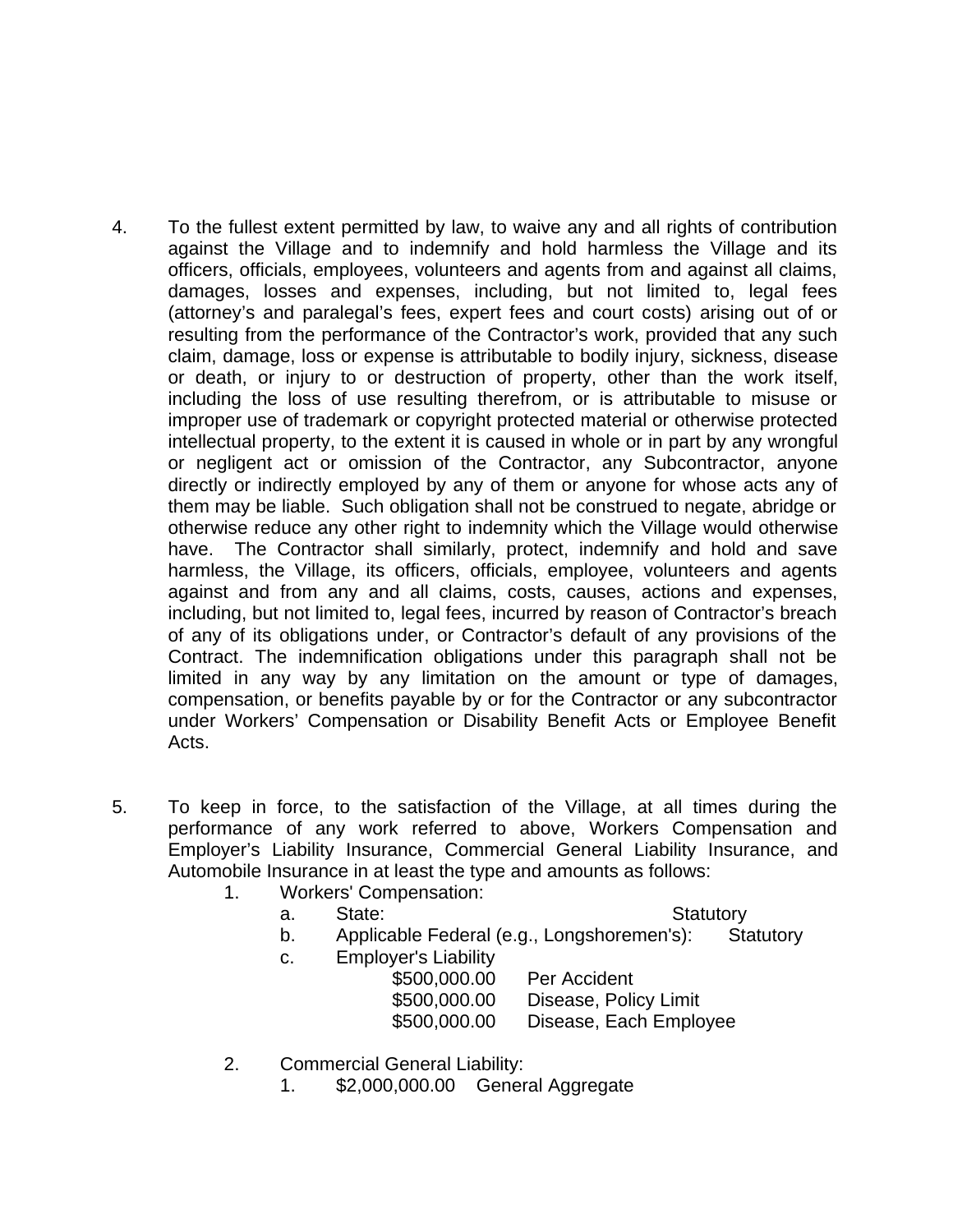4. To the fullest extent permitted by law, to waive any and all rights of contribution against the Village and to indemnify and hold harmless the Village and its officers, officials, employees, volunteers and agents from and against all claims, damages, losses and expenses, including, but not limited to, legal fees (attorney's and paralegal's fees, expert fees and court costs) arising out of or resulting from the performance of the Contractor's work, provided that any such claim, damage, loss or expense is attributable to bodily injury, sickness, disease or death, or injury to or destruction of property, other than the work itself, including the loss of use resulting therefrom, or is attributable to misuse or improper use of trademark or copyright protected material or otherwise protected intellectual property, to the extent it is caused in whole or in part by any wrongful or negligent act or omission of the Contractor, any Subcontractor, anyone directly or indirectly employed by any of them or anyone for whose acts any of them may be liable. Such obligation shall not be construed to negate, abridge or otherwise reduce any other right to indemnity which the Village would otherwise have. The Contractor shall similarly, protect, indemnify and hold and save harmless, the Village, its officers, officials, employee, volunteers and agents against and from any and all claims, costs, causes, actions and expenses, including, but not limited to, legal fees, incurred by reason of Contractor's breach of any of its obligations under, or Contractor's default of any provisions of the Contract. The indemnification obligations under this paragraph shall not be limited in any way by any limitation on the amount or type of damages, compensation, or benefits payable by or for the Contractor or any subcontractor under Workers' Compensation or Disability Benefit Acts or Employee Benefit Acts.

5. To keep in force, to the satisfaction of the Village, at all times during the performance of any work referred to above, Workers Compensation and Employer's Liability Insurance, Commercial General Liability Insurance, and Automobile Insurance in at least the type and amounts as follows:
   1. Workers' Compensation:
      a. State: Statutory
      b. Applicable Federal (e.g., Longshoremen's): Statutory
      c. Employer's Liability
         - $500,000.00 Per Accident
         - $500,000.00 Disease, Policy Limit
         - $500,000.00 Disease, Each Employee

   2. Commercial General Liability:
      1. $2,000,000.00 General Aggregate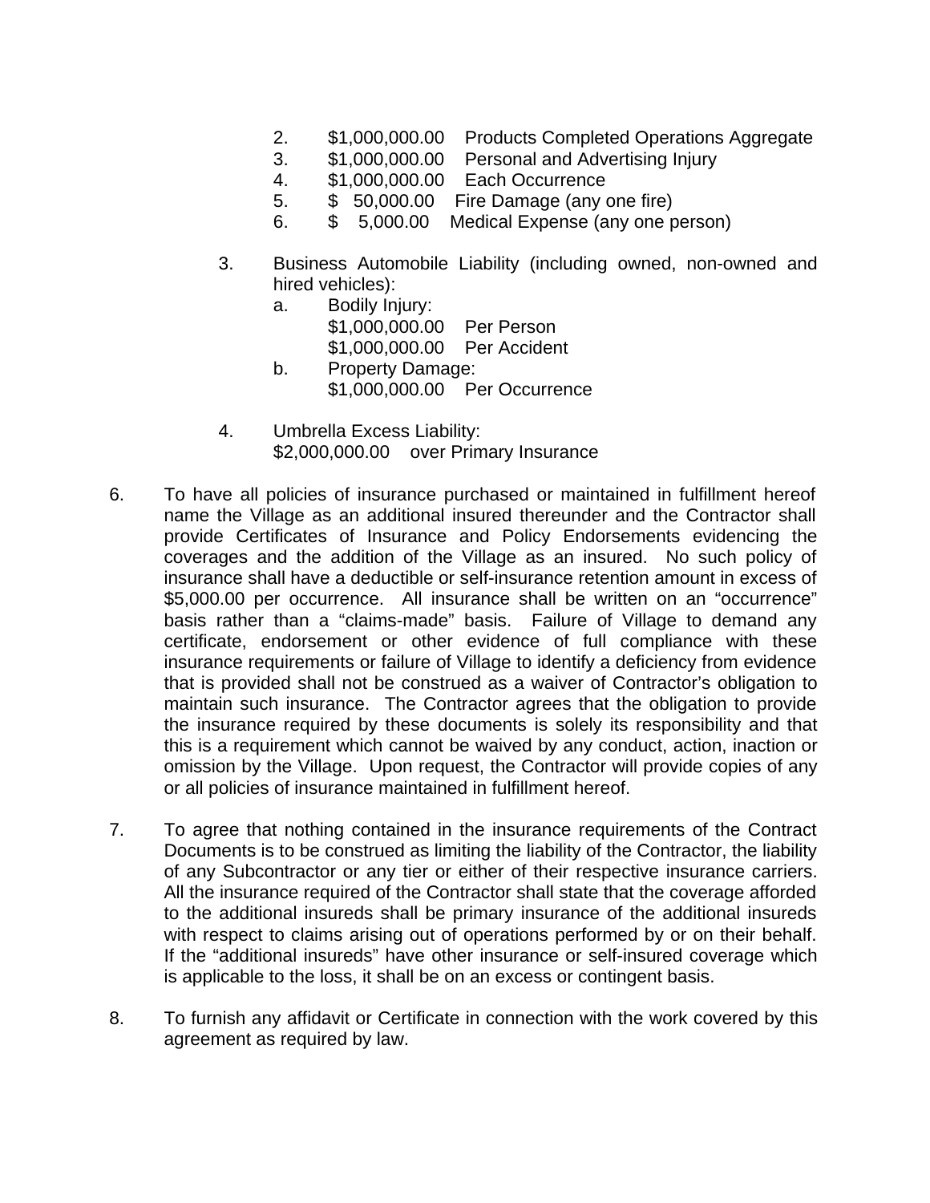2. $1,000,000.00 Products Completed Operations Aggregate
3. $1,000,000.00 Personal and Advertising Injury
4. $1,000,000.00 Each Occurrence
5. $ 50,000.00 Fire Damage (any one fire)
6. $ 5,000.00 Medical Expense (any one person)

3. Business Automobile Liability (including owned, non-owned and hired vehicles):
   a. Bodily Injury:
      $1,000,000.00 Per Person
      $1,000,000.00 Per Accident
   b. Property Damage:
      $1,000,000.00 Per Occurrence

4. Umbrella Excess Liability:
   $2,000,000.00 over Primary Insurance

6. To have all policies of insurance purchased or maintained in fulfillment hereof name the Village as an additional insured thereunder and the Contractor shall provide Certificates of Insurance and Policy Endorsements evidencing the coverages and the addition of the Village as an insured. No such policy of insurance shall have a deductible or self-insurance retention amount in excess of $5,000.00 per occurrence. All insurance shall be written on an "occurrence" basis rather than a "claims-made" basis. Failure of Village to demand any certificate, endorsement or other evidence of full compliance with these insurance requirements or failure of Village to identify a deficiency from evidence that is provided shall not be construed as a waiver of Contractor's obligation to maintain such insurance. The Contractor agrees that the obligation to provide the insurance required by these documents is solely its responsibility and that this is a requirement which cannot be waived by any conduct, action, inaction or omission by the Village. Upon request, the Contractor will provide copies of any or all policies of insurance maintained in fulfillment hereof.

7. To agree that nothing contained in the insurance requirements of the Contract Documents is to be construed as limiting the liability of the Contractor, the liability of any Subcontractor or any tier or either of their respective insurance carriers. All the insurance required of the Contractor shall state that the coverage afforded to the additional insureds shall be primary insurance of the additional insureds with respect to claims arising out of operations performed by or on their behalf. If the "additional insureds" have other insurance or self-insured coverage which is applicable to the loss, it shall be on an excess or contingent basis.

8. To furnish any affidavit or Certificate in connection with the work covered by this agreement as required by law.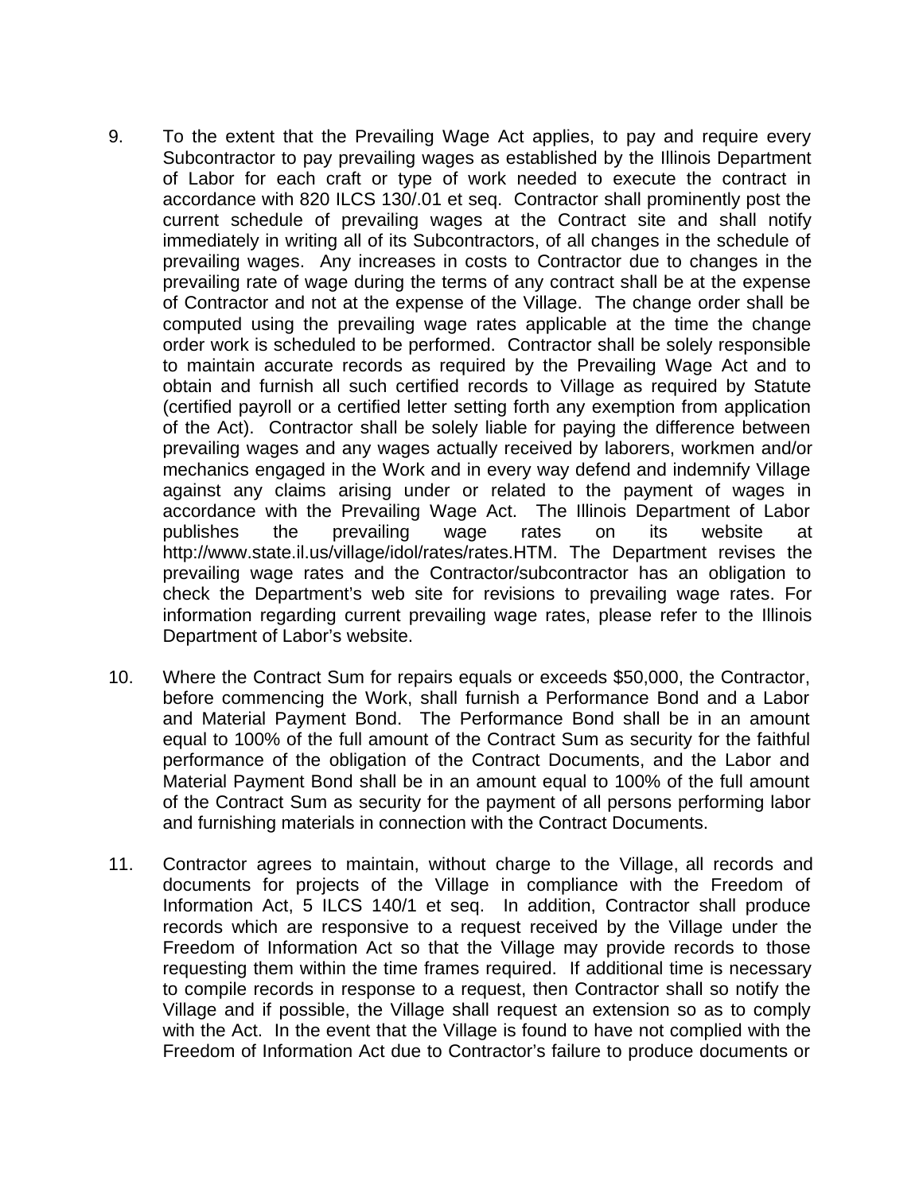9. To the extent that the Prevailing Wage Act applies, to pay and require every Subcontractor to pay prevailing wages as established by the Illinois Department of Labor for each craft or type of work needed to execute the contract in accordance with 820 ILCS 130/.01 et seq. Contractor shall prominently post the current schedule of prevailing wages at the Contract site and shall notify immediately in writing all of its Subcontractors, of all changes in the schedule of prevailing wages. Any increases in costs to Contractor due to changes in the prevailing rate of wage during the terms of any contract shall be at the expense of Contractor and not at the expense of the Village. The change order shall be computed using the prevailing wage rates applicable at the time the change order work is scheduled to be performed. Contractor shall be solely responsible to maintain accurate records as required by the Prevailing Wage Act and to obtain and furnish all such certified records to Village as required by Statute (certified payroll or a certified letter setting forth any exemption from application of the Act). Contractor shall be solely liable for paying the difference between prevailing wages and any wages actually received by laborers, workmen and/or mechanics engaged in the Work and in every way defend and indemnify Village against any claims arising under or related to the payment of wages in accordance with the Prevailing Wage Act. The Illinois Department of Labor publishes the prevailing wage rates on its website at http://www.state.il.us/village/idol/rates/rates.HTM. The Department revises the prevailing wage rates and the Contractor/subcontractor has an obligation to check the Department's web site for revisions to prevailing wage rates. For information regarding current prevailing wage rates, please refer to the Illinois Department of Labor's website.

10. Where the Contract Sum for repairs equals or exceeds $50,000, the Contractor, before commencing the Work, shall furnish a Performance Bond and a Labor and Material Payment Bond. The Performance Bond shall be in an amount equal to 100% of the full amount of the Contract Sum as security for the faithful performance of the obligation of the Contract Documents, and the Labor and Material Payment Bond shall be in an amount equal to 100% of the full amount of the Contract Sum as security for the payment of all persons performing labor and furnishing materials in connection with the Contract Documents.

11. Contractor agrees to maintain, without charge to the Village, all records and documents for projects of the Village in compliance with the Freedom of Information Act, 5 ILCS 140/1 et seq. In addition, Contractor shall produce records which are responsive to a request received by the Village under the Freedom of Information Act so that the Village may provide records to those requesting them within the time frames required. If additional time is necessary to compile records in response to a request, then Contractor shall so notify the Village and if possible, the Village shall request an extension so as to comply with the Act. In the event that the Village is found to have not complied with the Freedom of Information Act due to Contractor's failure to produce documents or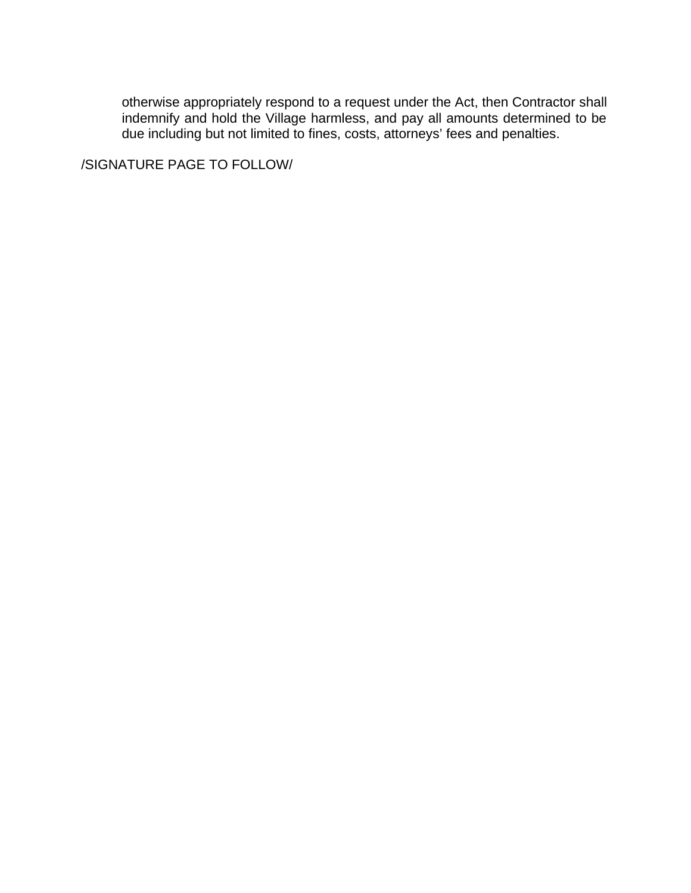otherwise appropriately respond to a request under the Act, then Contractor shall indemnify and hold the Village harmless, and pay all amounts determined to be due including but not limited to fines, costs, attorneys' fees and penalties.

/SIGNATURE PAGE TO FOLLOW/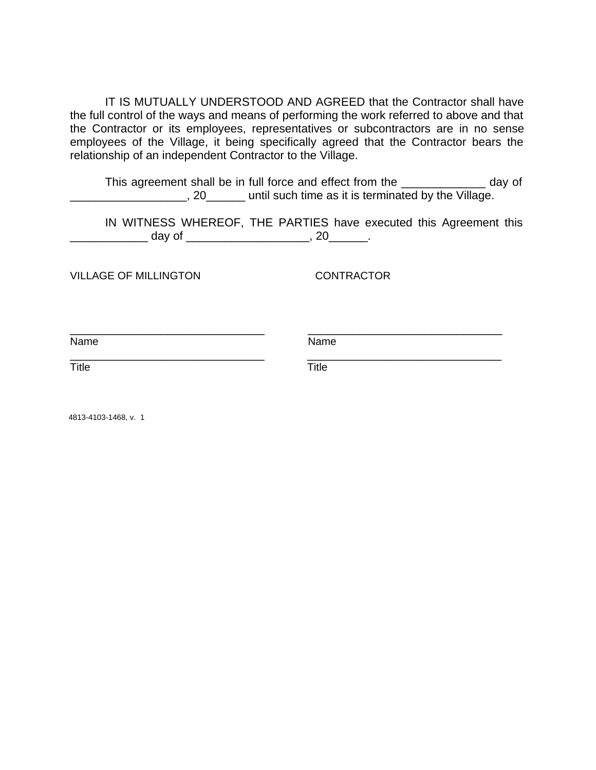IT IS MUTUALLY UNDERSTOOD AND AGREED that the Contractor shall have the full control of the ways and means of performing the work referred to above and that the Contractor or its employees, representatives or subcontractors are in no sense employees of the Village, it being specifically agreed that the Contractor bears the relationship of an independent Contractor to the Village.

This agreement shall be in full force and effect from the _____________ day of __________________, 20______ until such time as it is terminated by the Village.

IN WITNESS WHEREOF, THE PARTIES have executed this Agreement this ____________ day of ___________________, 20______.

| | |
|---|---|
| VILLAGE OF MILLINGTON | CONTRACTOR |
| ________________________________ | ________________________________ |
| Name | Name |
| ________________________________ | ________________________________ |
| Title | Title |

4813-4103-1468, v. 1